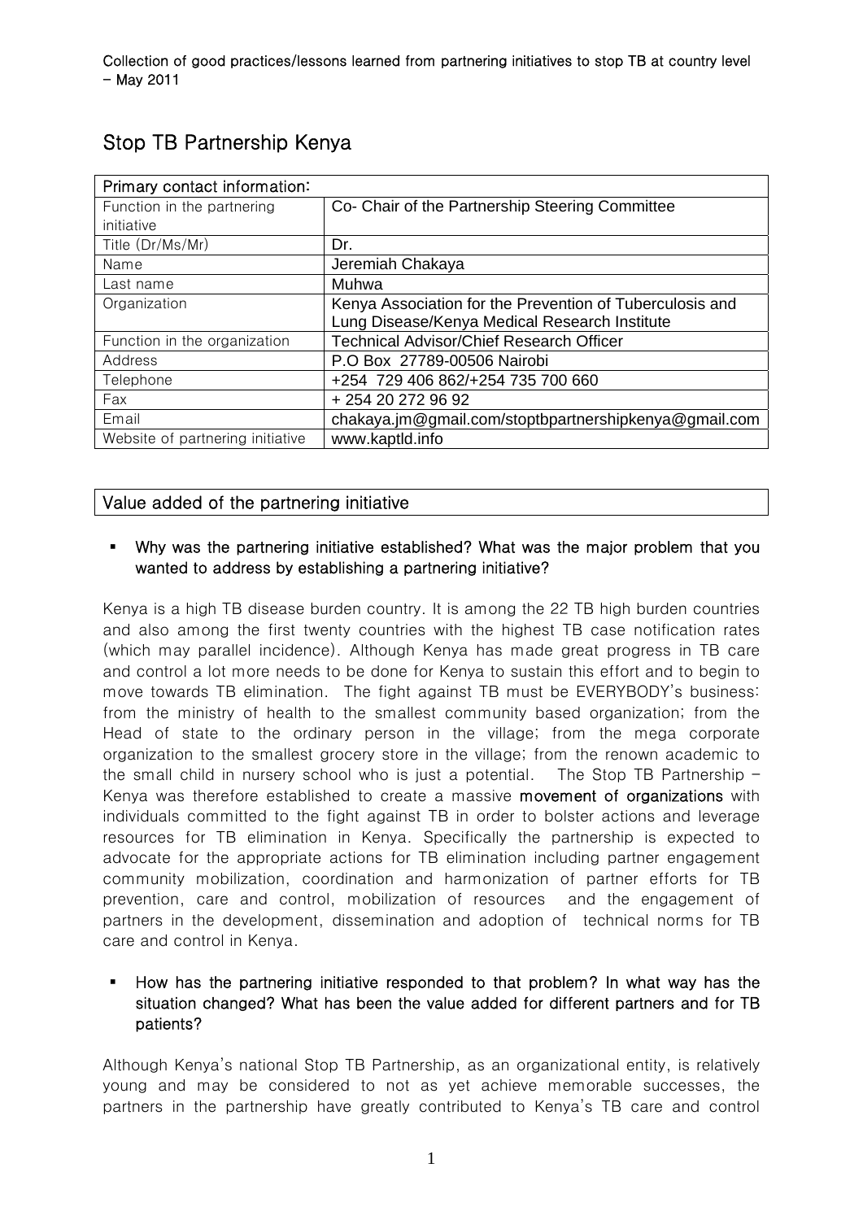Collection of good practices/lessons learned from partnering initiatives to stop TB at country level – May 2011

# Stop TB Partnership Kenya

| Primary contact information: | |
| --- | --- |
| Function in the partnering initiative | Co- Chair of the Partnership Steering Committee |
| Title (Dr/Ms/Mr) | Dr. |
| Name | Jeremiah Chakaya |
| Last name | Muhwa |
| Organization | Kenya Association for the Prevention of Tuberculosis and Lung Disease/Kenya Medical Research Institute |
| Function in the organization | Technical Advisor/Chief Research Officer |
| Address | P.O Box 27789-00506 Nairobi |
| Telephone | +254 729 406 862/+254 735 700 660 |
| Fax | + 254 20 272 96 92 |
| Email | chakaya.jm@gmail.com/stoptbpartnershipkenya@gmail.com |
| Website of partnering initiative | www.kaptld.info |

## Value added of the partnering initiative

- **Why was the partnering initiative established? What was the major problem that you wanted to address by establishing a partnering initiative?**

Kenya is a high TB disease burden country. It is among the 22 TB high burden countries and also among the first twenty countries with the highest TB case notification rates (which may parallel incidence). Although Kenya has made great progress in TB care and control a lot more needs to be done for Kenya to sustain this effort and to begin to move towards TB elimination. The fight against TB must be EVERYBODY's business: from the ministry of health to the smallest community based organization; from the Head of state to the ordinary person in the village; from the mega corporate organization to the smallest grocery store in the village; from the renown academic to the small child in nursery school who is just a potential. The Stop TB Partnership – Kenya was therefore established to create a massive **movement of organizations** with individuals committed to the fight against TB in order to bolster actions and leverage resources for TB elimination in Kenya. Specifically the partnership is expected to advocate for the appropriate actions for TB elimination including partner engagement community mobilization, coordination and harmonization of partner efforts for TB prevention, care and control, mobilization of resources and the engagement of partners in the development, dissemination and adoption of technical norms for TB care and control in Kenya.

- **How has the partnering initiative responded to that problem? In what way has the situation changed? What has been the value added for different partners and for TB patients?**

Although Kenya's national Stop TB Partnership, as an organizational entity, is relatively young and may be considered to not as yet achieve memorable successes, the partners in the partnership have greatly contributed to Kenya's TB care and control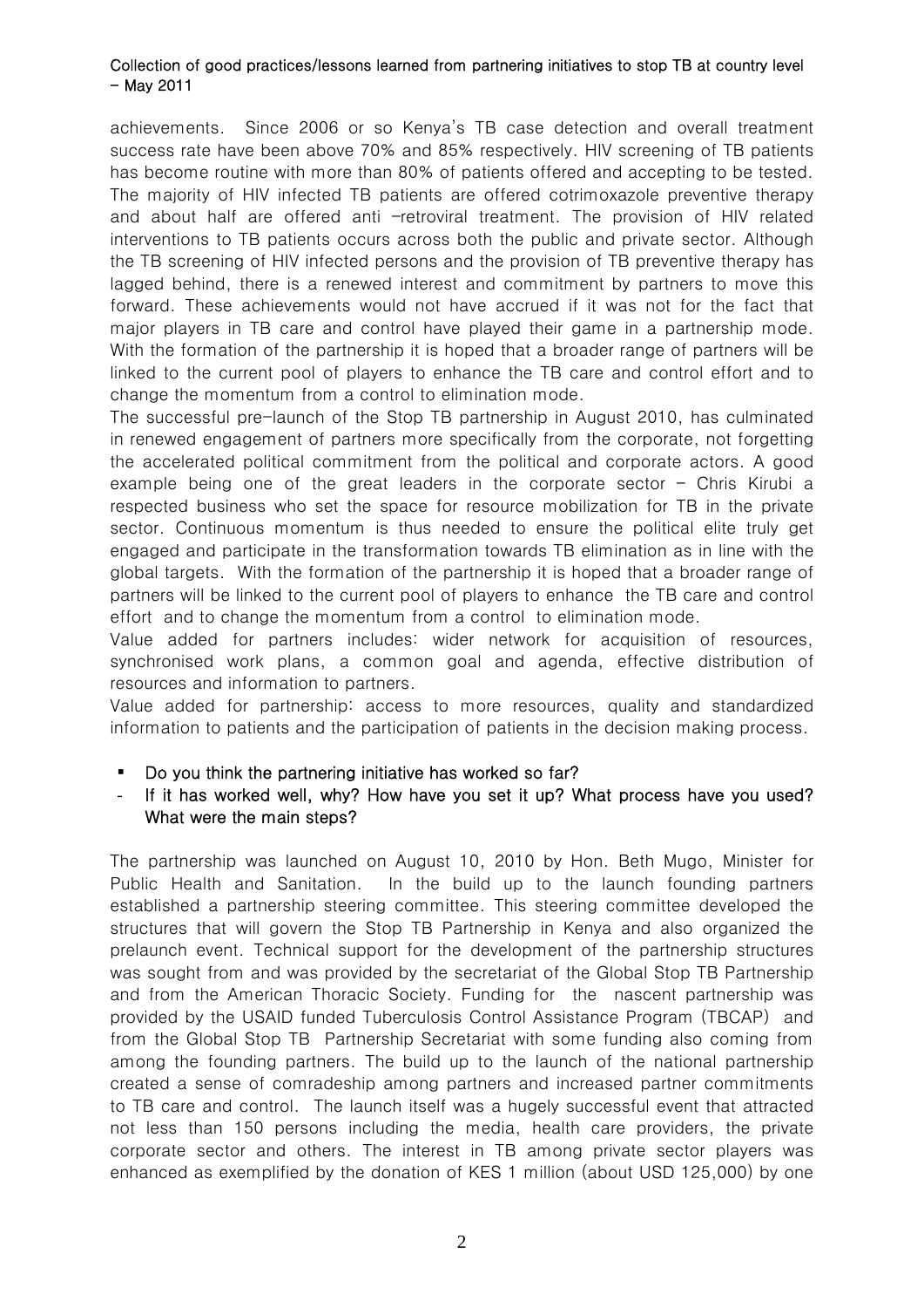achievements. Since 2006 or so Kenya's TB case detection and overall treatment success rate have been above 70% and 85% respectively. HIV screening of TB patients has become routine with more than 80% of patients offered and accepting to be tested. The majority of HIV infected TB patients are offered cotrimoxazole preventive therapy and about half are offered anti –retroviral treatment. The provision of HIV related interventions to TB patients occurs across both the public and private sector. Although the TB screening of HIV infected persons and the provision of TB preventive therapy has lagged behind, there is a renewed interest and commitment by partners to move this forward. These achievements would not have accrued if it was not for the fact that major players in TB care and control have played their game in a partnership mode. With the formation of the partnership it is hoped that a broader range of partners will be linked to the current pool of players to enhance the TB care and control effort and to change the momentum from a control to elimination mode.

The successful pre-launch of the Stop TB partnership in August 2010, has culminated in renewed engagement of partners more specifically from the corporate, not forgetting the accelerated political commitment from the political and corporate actors. A good example being one of the great leaders in the corporate sector – Chris Kirubi a respected business who set the space for resource mobilization for TB in the private sector. Continuous momentum is thus needed to ensure the political elite truly get engaged and participate in the transformation towards TB elimination as in line with the global targets. With the formation of the partnership it is hoped that a broader range of partners will be linked to the current pool of players to enhance the TB care and control effort and to change the momentum from a control to elimination mode.

Value added for partners includes: wider network for acquisition of resources, synchronised work plans, a common goal and agenda, effective distribution of resources and information to partners.

Value added for partnership: access to more resources, quality and standardized information to patients and the participation of patients in the decision making process.

- **Do you think the partnering initiative has worked so far?**
- **If it has worked well, why? How have you set it up? What process have you used? What were the main steps?**

The partnership was launched on August 10, 2010 by Hon. Beth Mugo, Minister for Public Health and Sanitation. In the build up to the launch founding partners established a partnership steering committee. This steering committee developed the structures that will govern the Stop TB Partnership in Kenya and also organized the prelaunch event. Technical support for the development of the partnership structures was sought from and was provided by the secretariat of the Global Stop TB Partnership and from the American Thoracic Society. Funding for the nascent partnership was provided by the USAID funded Tuberculosis Control Assistance Program (TBCAP) and from the Global Stop TB Partnership Secretariat with some funding also coming from among the founding partners. The build up to the launch of the national partnership created a sense of comradeship among partners and increased partner commitments to TB care and control. The launch itself was a hugely successful event that attracted not less than 150 persons including the media, health care providers, the private corporate sector and others. The interest in TB among private sector players was enhanced as exemplified by the donation of KES 1 million (about USD 125,000) by one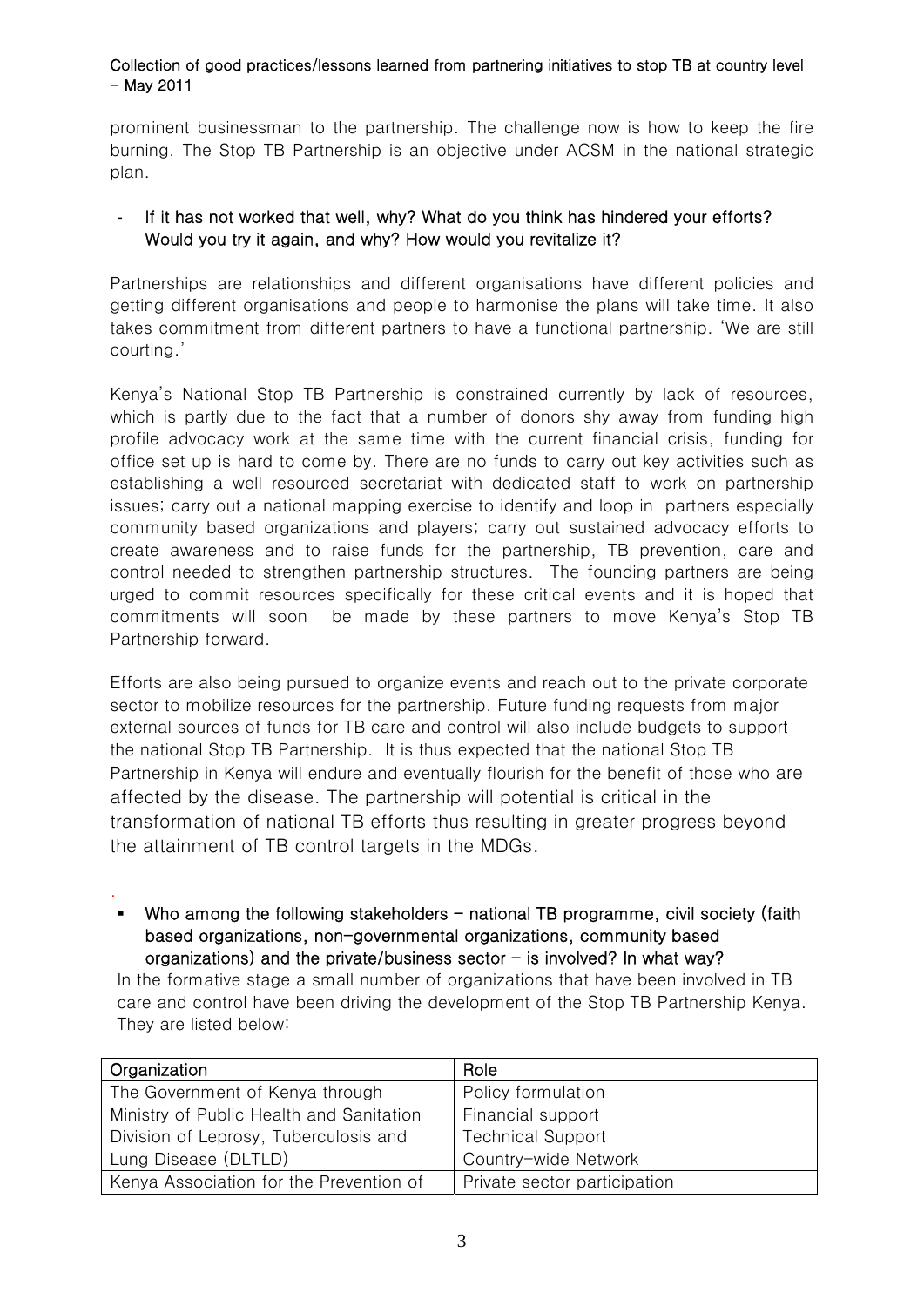prominent businessman to the partnership. The challenge now is how to keep the fire burning. The Stop TB Partnership is an objective under ACSM in the national strategic plan.

- **If it has not worked that well, why? What do you think has hindered your efforts? Would you try it again, and why? How would you revitalize it?**

Partnerships are relationships and different organisations have different policies and getting different organisations and people to harmonise the plans will take time. It also takes commitment from different partners to have a functional partnership. 'We are still courting.'

Kenya's National Stop TB Partnership is constrained currently by lack of resources, which is partly due to the fact that a number of donors shy away from funding high profile advocacy work at the same time with the current financial crisis, funding for office set up is hard to come by. There are no funds to carry out key activities such as establishing a well resourced secretariat with dedicated staff to work on partnership issues; carry out a national mapping exercise to identify and loop in partners especially community based organizations and players; carry out sustained advocacy efforts to create awareness and to raise funds for the partnership, TB prevention, care and control needed to strengthen partnership structures. The founding partners are being urged to commit resources specifically for these critical events and it is hoped that commitments will soon be made by these partners to move Kenya's Stop TB Partnership forward.

Efforts are also being pursued to organize events and reach out to the private corporate sector to mobilize resources for the partnership. Future funding requests from major external sources of funds for TB care and control will also include budgets to support the national Stop TB Partnership. It is thus expected that the national Stop TB Partnership in Kenya will endure and eventually flourish for the benefit of those who are affected by the disease. The partnership will potential is critical in the transformation of national TB efforts thus resulting in greater progress beyond the attainment of TB control targets in the MDGs.

- **Who among the following stakeholders – national TB programme, civil society (faith based organizations, non-governmental organizations, community based organizations) and the private/business sector – is involved? In what way?**

In the formative stage a small number of organizations that have been involved in TB care and control have been driving the development of the Stop TB Partnership Kenya. They are listed below:

| Organization | Role |
| --- | --- |
| The Government of Kenya through Ministry of Public Health and Sanitation Division of Leprosy, Tuberculosis and Lung Disease (DLTLD) | Policy formulation<br>Financial support<br>Technical Support<br>Country-wide Network |
| Kenya Association for the Prevention of | Private sector participation |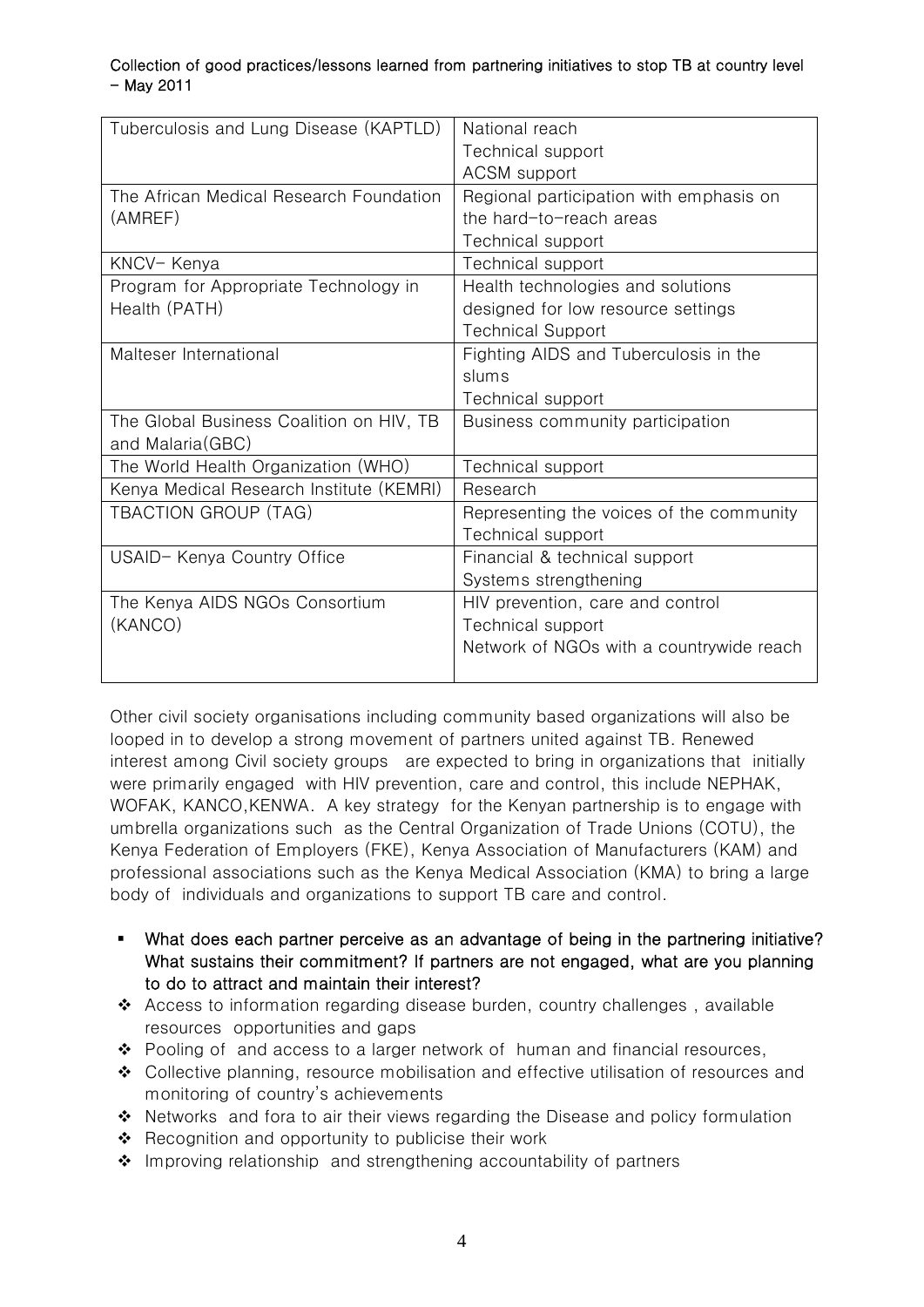| Tuberculosis and Lung Disease (KAPTLD) | National reach<br>Technical support<br>ACSM support |
|---|---|
| The African Medical Research Foundation (AMREF) | Regional participation with emphasis on the hard-to-reach areas<br>Technical support |
| KNCV- Kenya | Technical support |
| Program for Appropriate Technology in Health (PATH) | Health technologies and solutions designed for low resource settings<br>Technical Support |
| Malteser International | Fighting AIDS and Tuberculosis in the slums<br>Technical support |
| The Global Business Coalition on HIV, TB and Malaria(GBC) | Business community participation |
| The World Health Organization (WHO) | Technical support |
| Kenya Medical Research Institute (KEMRI) | Research |
| TBACTION GROUP (TAG) | Representing the voices of the community<br>Technical support |
| USAID- Kenya Country Office | Financial & technical support<br>Systems strengthening |
| The Kenya AIDS NGOs Consortium (KANCO) | HIV prevention, care and control<br>Technical support<br>Network of NGOs with a countrywide reach |

Other civil society organisations including community based organizations will also be looped in to develop a strong movement of partners united against TB. Renewed interest among Civil society groups are expected to bring in organizations that initially were primarily engaged with HIV prevention, care and control, this include NEPHAK, WOFAK, KANCO,KENWA. A key strategy for the Kenyan partnership is to engage with umbrella organizations such as the Central Organization of Trade Unions (COTU), the Kenya Federation of Employers (FKE), Kenya Association of Manufacturers (KAM) and professional associations such as the Kenya Medical Association (KMA) to bring a large body of individuals and organizations to support TB care and control.

- **What does each partner perceive as an advantage of being in the partnering initiative? What sustains their commitment? If partners are not engaged, what are you planning to do to attract and maintain their interest?**

- Access to information regarding disease burden, country challenges , available resources opportunities and gaps
- Pooling of and access to a larger network of human and financial resources,
- Collective planning, resource mobilisation and effective utilisation of resources and monitoring of country's achievements
- Networks and fora to air their views regarding the Disease and policy formulation
- Recognition and opportunity to publicise their work
- Improving relationship and strengthening accountability of partners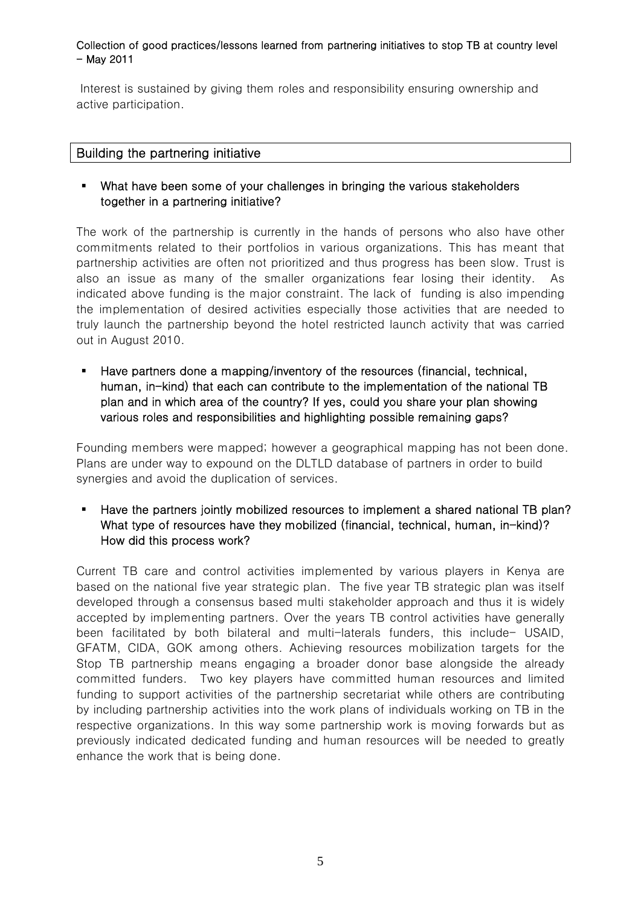Interest is sustained by giving them roles and responsibility ensuring ownership and active participation.

## Building the partnering initiative

- **What have been some of your challenges in bringing the various stakeholders together in a partnering initiative?**

The work of the partnership is currently in the hands of persons who also have other commitments related to their portfolios in various organizations. This has meant that partnership activities are often not prioritized and thus progress has been slow. Trust is also an issue as many of the smaller organizations fear losing their identity. As indicated above funding is the major constraint. The lack of funding is also impending the implementation of desired activities especially those activities that are needed to truly launch the partnership beyond the hotel restricted launch activity that was carried out in August 2010.

- **Have partners done a mapping/inventory of the resources (financial, technical, human, in-kind) that each can contribute to the implementation of the national TB plan and in which area of the country? If yes, could you share your plan showing various roles and responsibilities and highlighting possible remaining gaps?**

Founding members were mapped; however a geographical mapping has not been done. Plans are under way to expound on the DLTLD database of partners in order to build synergies and avoid the duplication of services.

- **Have the partners jointly mobilized resources to implement a shared national TB plan? What type of resources have they mobilized (financial, technical, human, in-kind)? How did this process work?**

Current TB care and control activities implemented by various players in Kenya are based on the national five year strategic plan. The five year TB strategic plan was itself developed through a consensus based multi stakeholder approach and thus it is widely accepted by implementing partners. Over the years TB control activities have generally been facilitated by both bilateral and multi-laterals funders, this include- USAID, GFATM, CIDA, GOK among others. Achieving resources mobilization targets for the Stop TB partnership means engaging a broader donor base alongside the already committed funders. Two key players have committed human resources and limited funding to support activities of the partnership secretariat while others are contributing by including partnership activities into the work plans of individuals working on TB in the respective organizations. In this way some partnership work is moving forwards but as previously indicated dedicated funding and human resources will be needed to greatly enhance the work that is being done.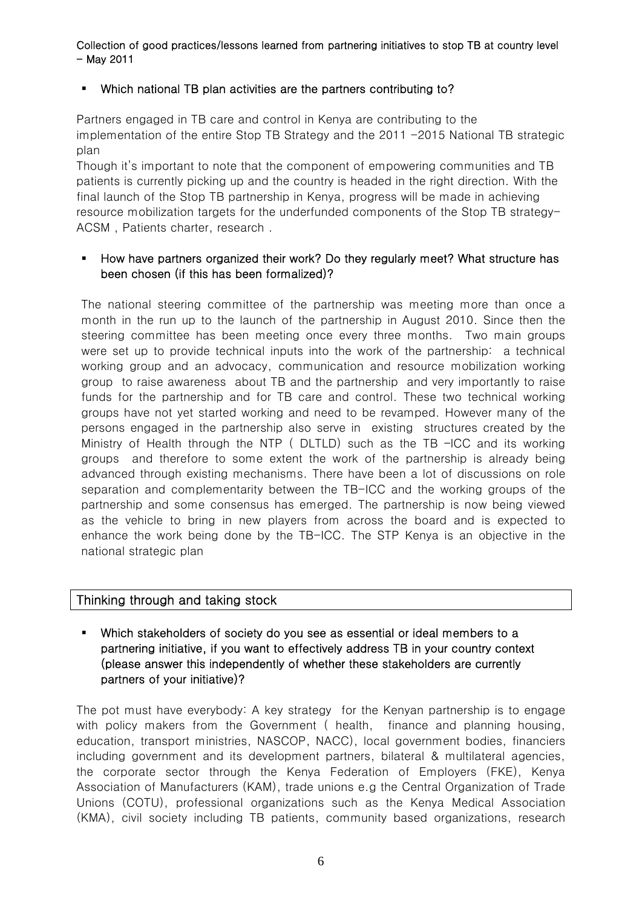- **Which national TB plan activities are the partners contributing to?**

Partners engaged in TB care and control in Kenya are contributing to the implementation of the entire Stop TB Strategy and the 2011 -2015 National TB strategic plan

Though it's important to note that the component of empowering communities and TB patients is currently picking up and the country is headed in the right direction. With the final launch of the Stop TB partnership in Kenya, progress will be made in achieving resource mobilization targets for the underfunded components of the Stop TB strategy-ACSM , Patients charter, research .

- **How have partners organized their work? Do they regularly meet? What structure has been chosen (if this has been formalized)?**

The national steering committee of the partnership was meeting more than once a month in the run up to the launch of the partnership in August 2010. Since then the steering committee has been meeting once every three months. Two main groups were set up to provide technical inputs into the work of the partnership: a technical working group and an advocacy, communication and resource mobilization working group to raise awareness about TB and the partnership and very importantly to raise funds for the partnership and for TB care and control. These two technical working groups have not yet started working and need to be revamped. However many of the persons engaged in the partnership also serve in existing structures created by the Ministry of Health through the NTP ( DLTLD) such as the TB -ICC and its working groups and therefore to some extent the work of the partnership is already being advanced through existing mechanisms. There have been a lot of discussions on role separation and complementarity between the TB-ICC and the working groups of the partnership and some consensus has emerged. The partnership is now being viewed as the vehicle to bring in new players from across the board and is expected to enhance the work being done by the TB-ICC. The STP Kenya is an objective in the national strategic plan

## Thinking through and taking stock

- **Which stakeholders of society do you see as essential or ideal members to a partnering initiative, if you want to effectively address TB in your country context (please answer this independently of whether these stakeholders are currently partners of your initiative)?**

The pot must have everybody: A key strategy for the Kenyan partnership is to engage with policy makers from the Government ( health, finance and planning housing, education, transport ministries, NASCOP, NACC), local government bodies, financiers including government and its development partners, bilateral & multilateral agencies, the corporate sector through the Kenya Federation of Employers (FKE), Kenya Association of Manufacturers (KAM), trade unions e.g the Central Organization of Trade Unions (COTU), professional organizations such as the Kenya Medical Association (KMA), civil society including TB patients, community based organizations, research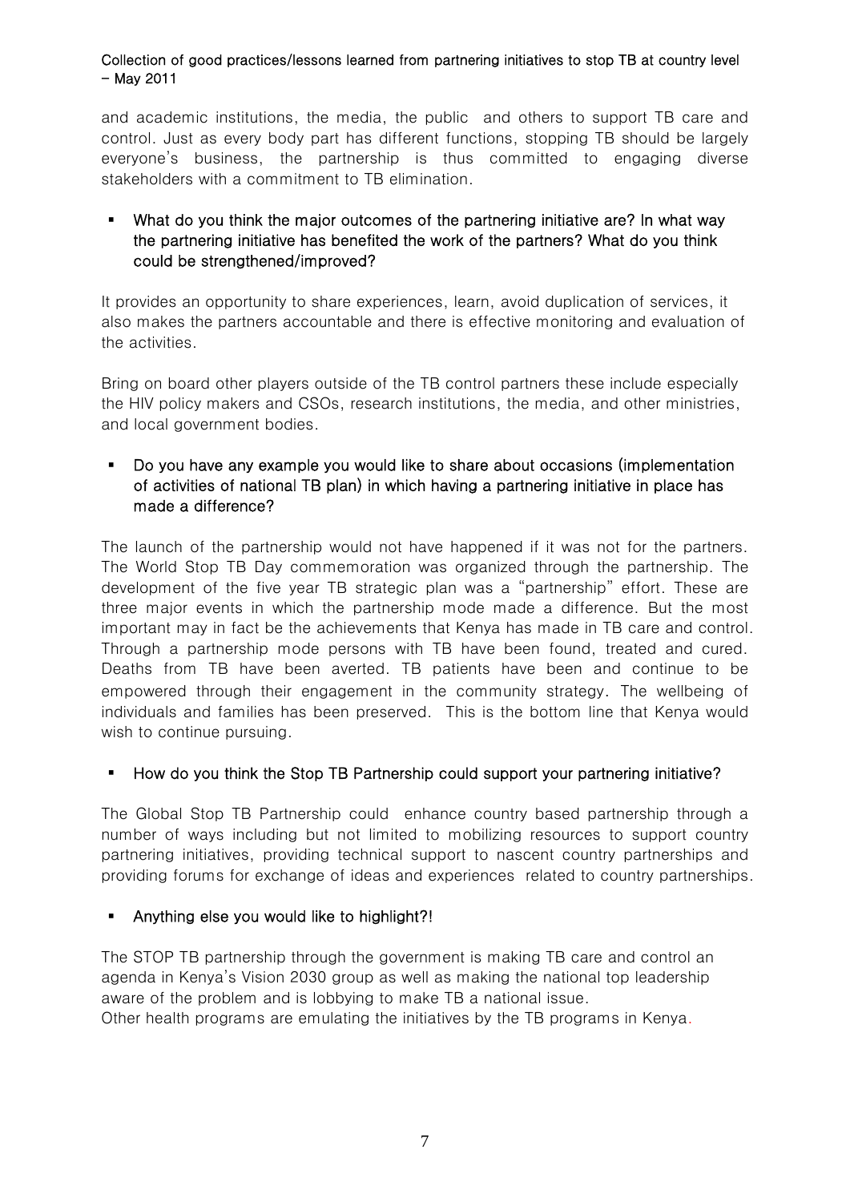and academic institutions, the media, the public and others to support TB care and control. Just as every body part has different functions, stopping TB should be largely everyone's business, the partnership is thus committed to engaging diverse stakeholders with a commitment to TB elimination.

- **What do you think the major outcomes of the partnering initiative are? In what way the partnering initiative has benefited the work of the partners? What do you think could be strengthened/improved?**

It provides an opportunity to share experiences, learn, avoid duplication of services, it also makes the partners accountable and there is effective monitoring and evaluation of the activities.

Bring on board other players outside of the TB control partners these include especially the HIV policy makers and CSOs, research institutions, the media, and other ministries, and local government bodies.

- **Do you have any example you would like to share about occasions (implementation of activities of national TB plan) in which having a partnering initiative in place has made a difference?**

The launch of the partnership would not have happened if it was not for the partners. The World Stop TB Day commemoration was organized through the partnership. The development of the five year TB strategic plan was a "partnership" effort. These are three major events in which the partnership mode made a difference. But the most important may in fact be the achievements that Kenya has made in TB care and control. Through a partnership mode persons with TB have been found, treated and cured. Deaths from TB have been averted. TB patients have been and continue to be empowered through their engagement in the community strategy. The wellbeing of individuals and families has been preserved. This is the bottom line that Kenya would wish to continue pursuing.

- **How do you think the Stop TB Partnership could support your partnering initiative?**

The Global Stop TB Partnership could enhance country based partnership through a number of ways including but not limited to mobilizing resources to support country partnering initiatives, providing technical support to nascent country partnerships and providing forums for exchange of ideas and experiences related to country partnerships.

- **Anything else you would like to highlight?!**

The STOP TB partnership through the government is making TB care and control an agenda in Kenya's Vision 2030 group as well as making the national top leadership aware of the problem and is lobbying to make TB a national issue.
Other health programs are emulating the initiatives by the TB programs in Kenya.